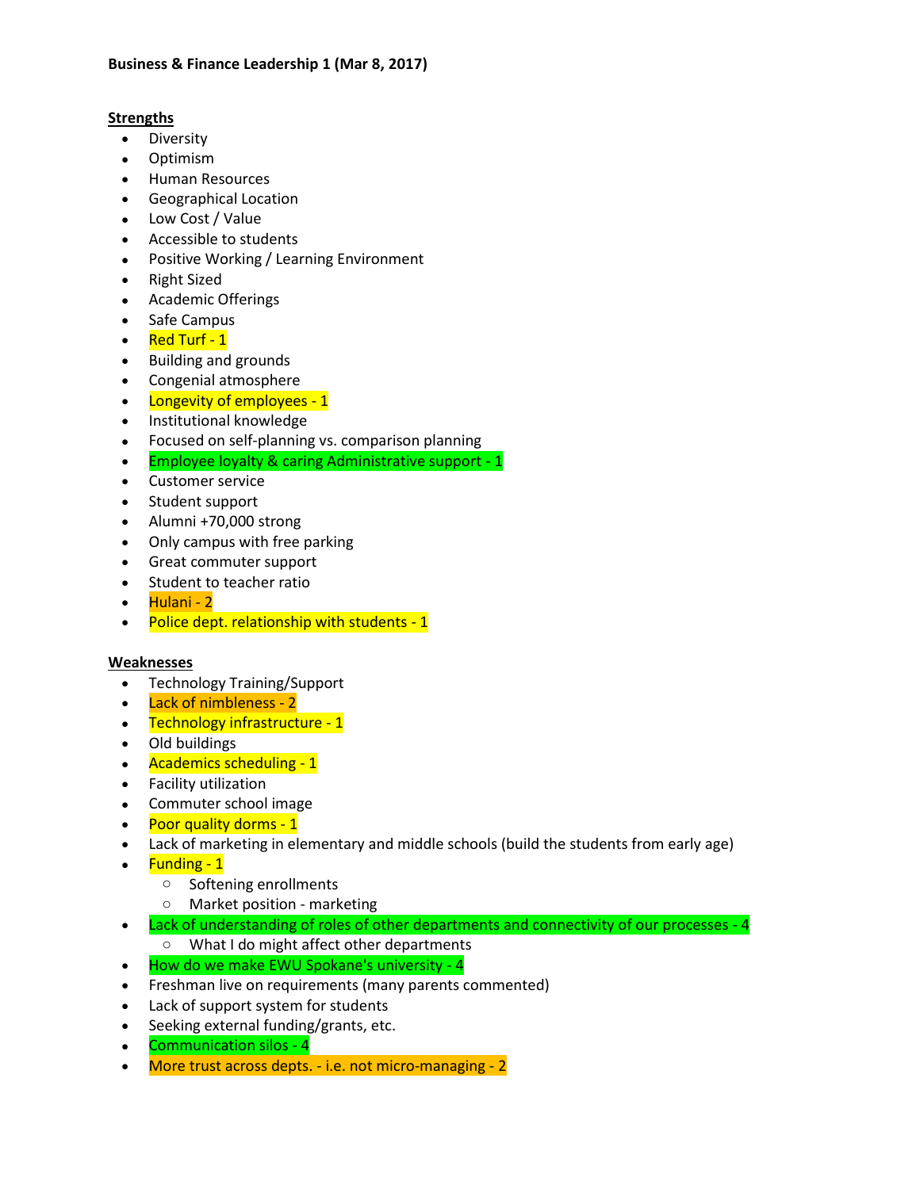**Business & Finance Leadership 1 (Mar 8, 2017)**

**Strengths**

- Diversity
- Optimism
- Human Resources
- Geographical Location
- Low Cost / Value
- Accessible to students
- Positive Working / Learning Environment
- Right Sized
- Academic Offerings
- Safe Campus
- Red Turf - 1
- Building and grounds
- Congenial atmosphere
- Longevity of employees - 1
- Institutional knowledge
- Focused on self-planning vs. comparison planning
- Employee loyalty & caring Administrative support - 1
- Customer service
- Student support
- Alumni +70,000 strong
- Only campus with free parking
- Great commuter support
- Student to teacher ratio
- Hulani - 2
- Police dept. relationship with students - 1

**Weaknesses**

- Technology Training/Support
- Lack of nimbleness - 2
- Technology infrastructure - 1
- Old buildings
- Academics scheduling - 1
- Facility utilization
- Commuter school image
- Poor quality dorms - 1
- Lack of marketing in elementary and middle schools (build the students from early age)
- Funding - 1
  - Softening enrollments
  - Market position - marketing
- Lack of understanding of roles of other departments and connectivity of our processes - 4
  - What I do might affect other departments
- How do we make EWU Spokane's university - 4
- Freshman live on requirements (many parents commented)
- Lack of support system for students
- Seeking external funding/grants, etc.
- Communication silos - 4
- More trust across depts. - i.e. not micro-managing - 2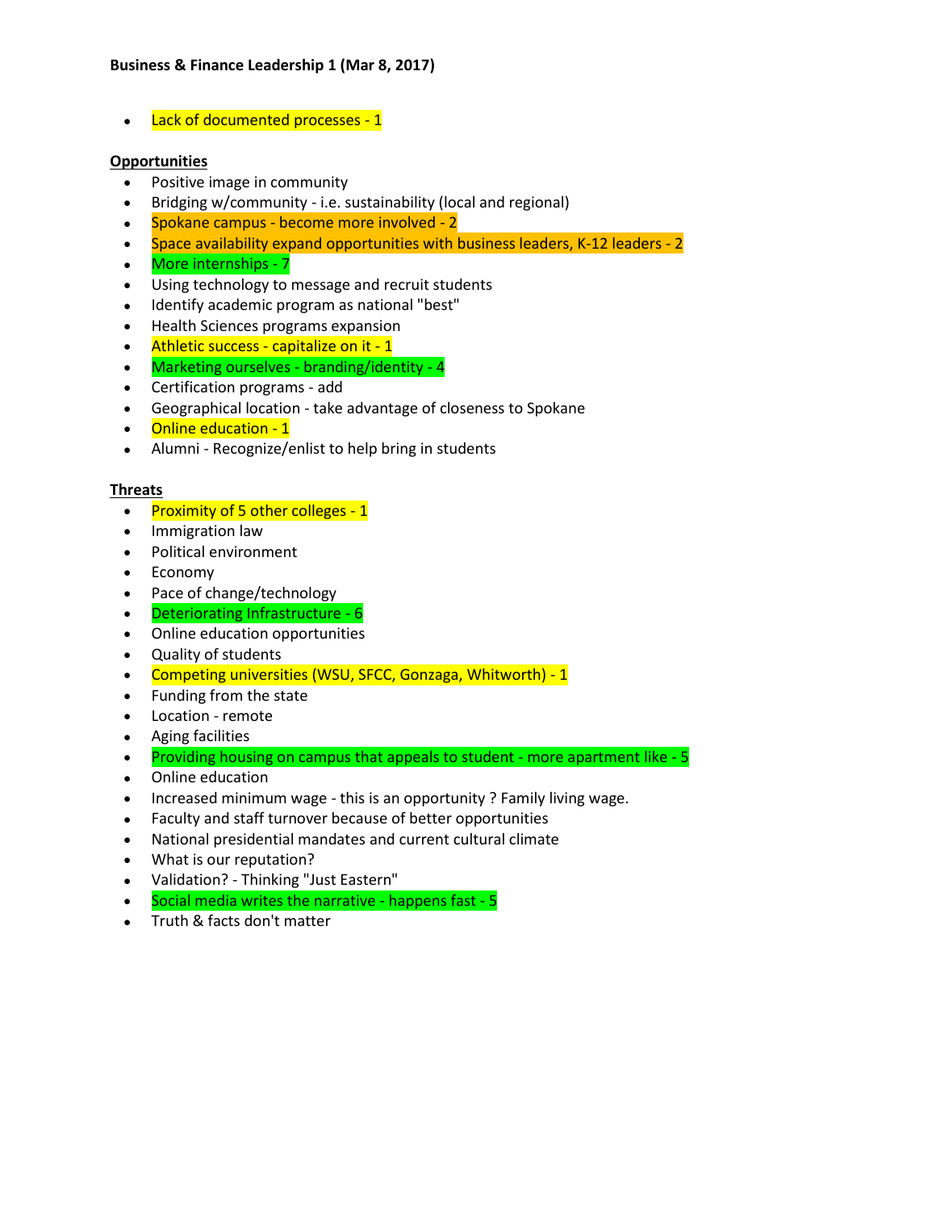**Business & Finance Leadership 1 (Mar 8, 2017)**

- Lack of documented processes - 1

**Opportunities**

- Positive image in community
- Bridging w/community - i.e. sustainability (local and regional)
- Spokane campus - become more involved - 2
- Space availability expand opportunities with business leaders, K-12 leaders - 2
- More internships - 7
- Using technology to message and recruit students
- Identify academic program as national "best"
- Health Sciences programs expansion
- Athletic success - capitalize on it - 1
- Marketing ourselves - branding/identity - 4
- Certification programs - add
- Geographical location - take advantage of closeness to Spokane
- Online education - 1
- Alumni - Recognize/enlist to help bring in students

**Threats**

- Proximity of 5 other colleges - 1
- Immigration law
- Political environment
- Economy
- Pace of change/technology
- Deteriorating Infrastructure - 6
- Online education opportunities
- Quality of students
- Competing universities (WSU, SFCC, Gonzaga, Whitworth) - 1
- Funding from the state
- Location - remote
- Aging facilities
- Providing housing on campus that appeals to student - more apartment like - 5
- Online education
- Increased minimum wage - this is an opportunity ? Family living wage.
- Faculty and staff turnover because of better opportunities
- National presidential mandates and current cultural climate
- What is our reputation?
- Validation? - Thinking "Just Eastern"
- Social media writes the narrative - happens fast - 5
- Truth & facts don't matter